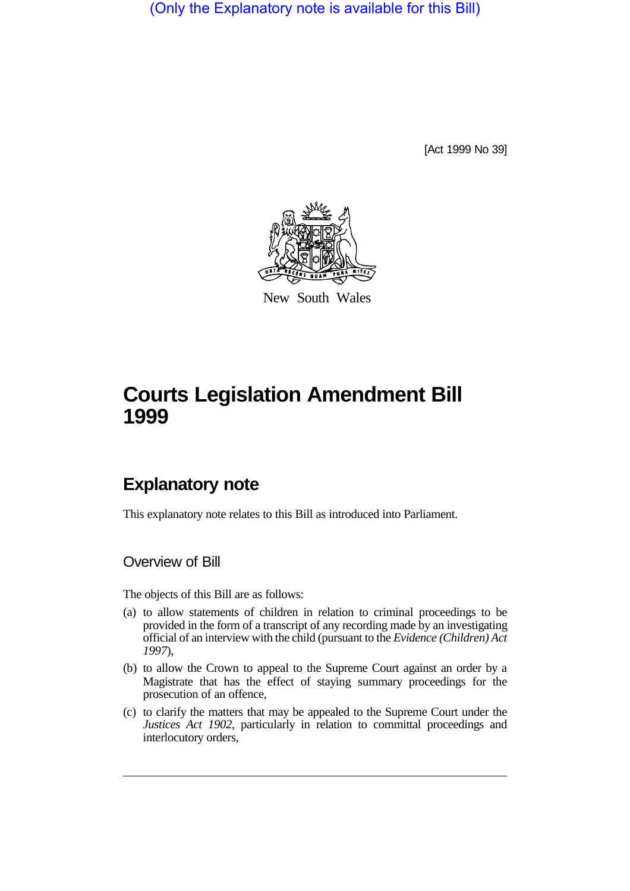(Only the Explanatory note is available for this Bill)

[Act 1999 No 39]

New South Wales

# Courts Legislation Amendment Bill 1999

## Explanatory note

This explanatory note relates to this Bill as introduced into Parliament.

### Overview of Bill

The objects of this Bill are as follows:

(a) to allow statements of children in relation to criminal proceedings to be provided in the form of a transcript of any recording made by an investigating official of an interview with the child (pursuant to the *Evidence (Children) Act 1997*),

(b) to allow the Crown to appeal to the Supreme Court against an order by a Magistrate that has the effect of staying summary proceedings for the prosecution of an offence,

(c) to clarify the matters that may be appealed to the Supreme Court under the *Justices Act 1902*, particularly in relation to committal proceedings and interlocutory orders,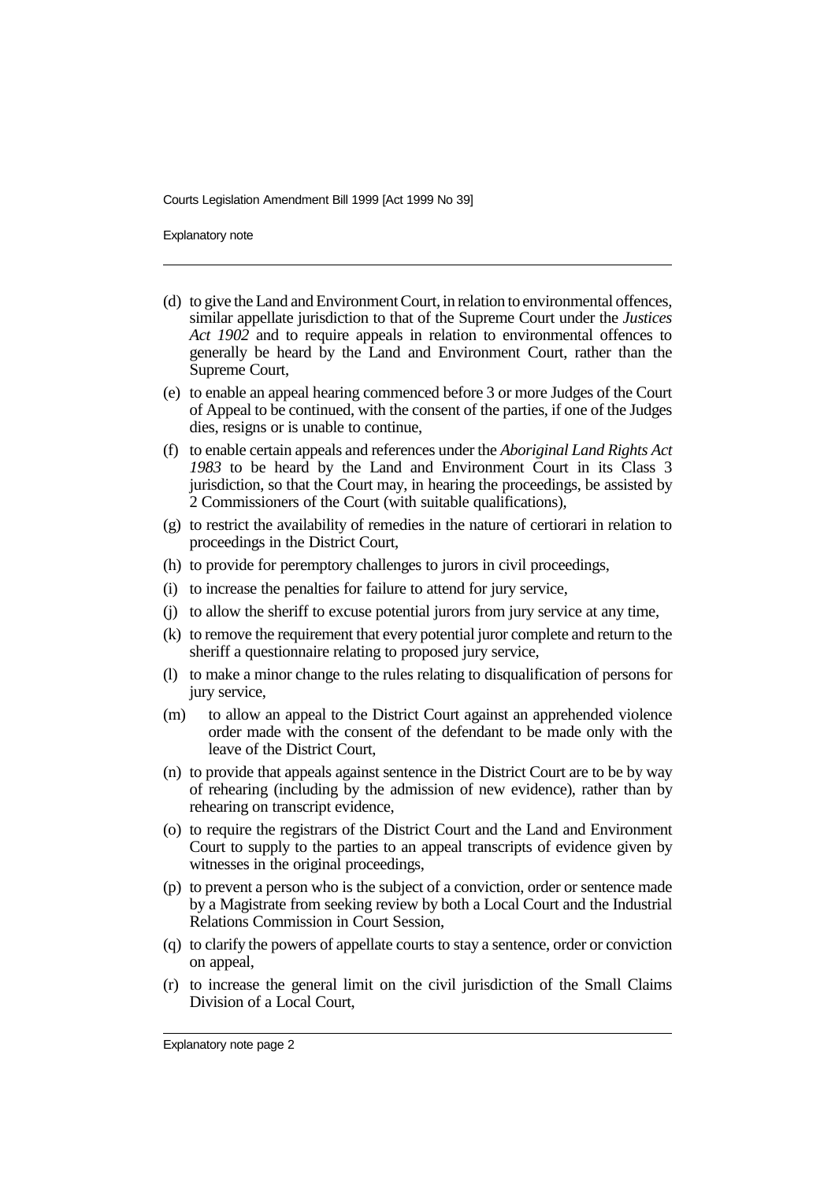- (d) to give the Land and Environment Court, in relation to environmental offences, similar appellate jurisdiction to that of the Supreme Court under the *Justices Act 1902* and to require appeals in relation to environmental offences to generally be heard by the Land and Environment Court, rather than the Supreme Court,
- (e) to enable an appeal hearing commenced before 3 or more Judges of the Court of Appeal to be continued, with the consent of the parties, if one of the Judges dies, resigns or is unable to continue,
- (f) to enable certain appeals and references under the *Aboriginal Land Rights Act 1983* to be heard by the Land and Environment Court in its Class 3 jurisdiction, so that the Court may, in hearing the proceedings, be assisted by 2 Commissioners of the Court (with suitable qualifications),
- (g) to restrict the availability of remedies in the nature of certiorari in relation to proceedings in the District Court,
- (h) to provide for peremptory challenges to jurors in civil proceedings,
- (i) to increase the penalties for failure to attend for jury service,
- (j) to allow the sheriff to excuse potential jurors from jury service at any time,
- (k) to remove the requirement that every potential juror complete and return to the sheriff a questionnaire relating to proposed jury service,
- (l) to make a minor change to the rules relating to disqualification of persons for jury service,
- (m) to allow an appeal to the District Court against an apprehended violence order made with the consent of the defendant to be made only with the leave of the District Court,
- (n) to provide that appeals against sentence in the District Court are to be by way of rehearing (including by the admission of new evidence), rather than by rehearing on transcript evidence,
- (o) to require the registrars of the District Court and the Land and Environment Court to supply to the parties to an appeal transcripts of evidence given by witnesses in the original proceedings,
- (p) to prevent a person who is the subject of a conviction, order or sentence made by a Magistrate from seeking review by both a Local Court and the Industrial Relations Commission in Court Session,
- (q) to clarify the powers of appellate courts to stay a sentence, order or conviction on appeal,
- (r) to increase the general limit on the civil jurisdiction of the Small Claims Division of a Local Court,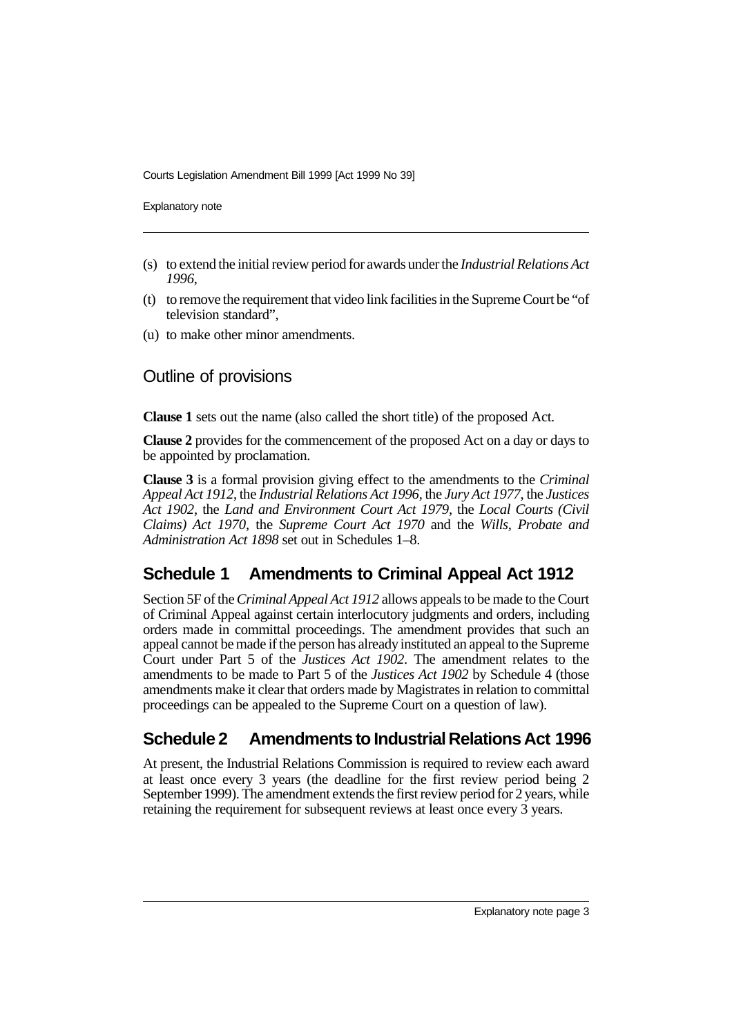(s) to extend the initial review period for awards under the *Industrial Relations Act 1996*,

(t) to remove the requirement that video link facilities in the Supreme Court be "of television standard",

(u) to make other minor amendments.

## Outline of provisions

**Clause 1** sets out the name (also called the short title) of the proposed Act.

**Clause 2** provides for the commencement of the proposed Act on a day or days to be appointed by proclamation.

**Clause 3** is a formal provision giving effect to the amendments to the *Criminal Appeal Act 1912*, the *Industrial Relations Act 1996*, the *Jury Act 1977*, the *Justices Act 1902*, the *Land and Environment Court Act 1979*, the *Local Courts (Civil Claims) Act 1970*, the *Supreme Court Act 1970* and the *Wills, Probate and Administration Act 1898* set out in Schedules 1–8.

## Schedule 1 Amendments to Criminal Appeal Act 1912

Section 5F of the *Criminal Appeal Act 1912* allows appeals to be made to the Court of Criminal Appeal against certain interlocutory judgments and orders, including orders made in committal proceedings. The amendment provides that such an appeal cannot be made if the person has already instituted an appeal to the Supreme Court under Part 5 of the *Justices Act 1902*. The amendment relates to the amendments to be made to Part 5 of the *Justices Act 1902* by Schedule 4 (those amendments make it clear that orders made by Magistrates in relation to committal proceedings can be appealed to the Supreme Court on a question of law).

## Schedule 2 Amendments to Industrial Relations Act 1996

At present, the Industrial Relations Commission is required to review each award at least once every 3 years (the deadline for the first review period being 2 September 1999). The amendment extends the first review period for 2 years, while retaining the requirement for subsequent reviews at least once every 3 years.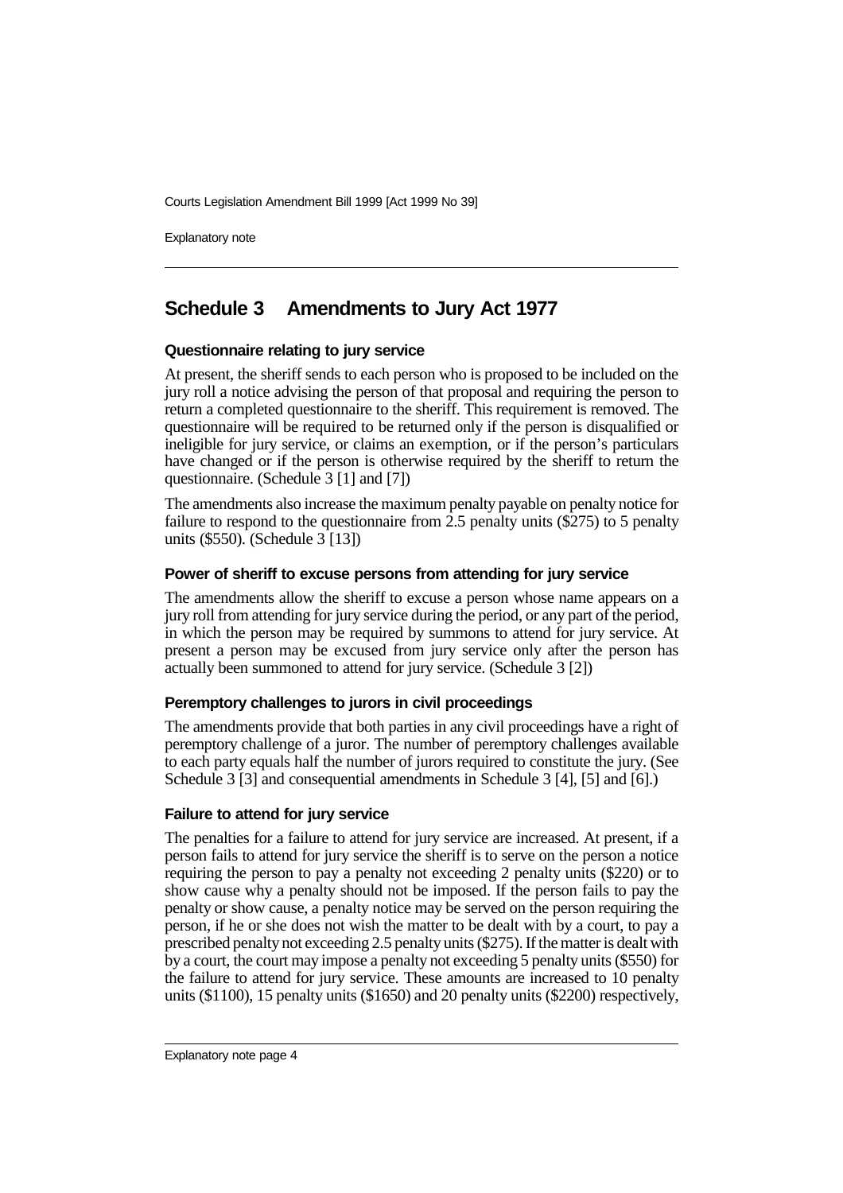## Schedule 3 Amendments to Jury Act 1977

### Questionnaire relating to jury service

At present, the sheriff sends to each person who is proposed to be included on the jury roll a notice advising the person of that proposal and requiring the person to return a completed questionnaire to the sheriff. This requirement is removed. The questionnaire will be required to be returned only if the person is disqualified or ineligible for jury service, or claims an exemption, or if the person's particulars have changed or if the person is otherwise required by the sheriff to return the questionnaire. (Schedule 3 [1] and [7])

The amendments also increase the maximum penalty payable on penalty notice for failure to respond to the questionnaire from 2.5 penalty units ($275) to 5 penalty units ($550). (Schedule 3 [13])

### Power of sheriff to excuse persons from attending for jury service

The amendments allow the sheriff to excuse a person whose name appears on a jury roll from attending for jury service during the period, or any part of the period, in which the person may be required by summons to attend for jury service. At present a person may be excused from jury service only after the person has actually been summoned to attend for jury service. (Schedule 3 [2])

### Peremptory challenges to jurors in civil proceedings

The amendments provide that both parties in any civil proceedings have a right of peremptory challenge of a juror. The number of peremptory challenges available to each party equals half the number of jurors required to constitute the jury. (See Schedule 3 [3] and consequential amendments in Schedule 3 [4], [5] and [6].)

### Failure to attend for jury service

The penalties for a failure to attend for jury service are increased. At present, if a person fails to attend for jury service the sheriff is to serve on the person a notice requiring the person to pay a penalty not exceeding 2 penalty units ($220) or to show cause why a penalty should not be imposed. If the person fails to pay the penalty or show cause, a penalty notice may be served on the person requiring the person, if he or she does not wish the matter to be dealt with by a court, to pay a prescribed penalty not exceeding 2.5 penalty units ($275). If the matter is dealt with by a court, the court may impose a penalty not exceeding 5 penalty units ($550) for the failure to attend for jury service. These amounts are increased to 10 penalty units ($1100), 15 penalty units ($1650) and 20 penalty units ($2200) respectively,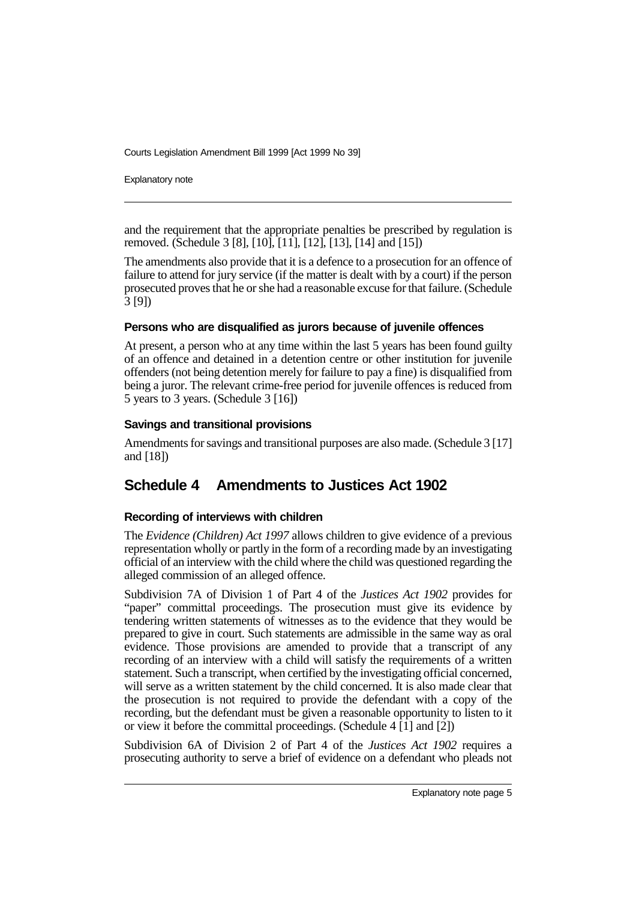and the requirement that the appropriate penalties be prescribed by regulation is removed. (Schedule 3 [8], [10], [11], [12], [13], [14] and [15])

The amendments also provide that it is a defence to a prosecution for an offence of failure to attend for jury service (if the matter is dealt with by a court) if the person prosecuted proves that he or she had a reasonable excuse for that failure. (Schedule 3 [9])

### Persons who are disqualified as jurors because of juvenile offences

At present, a person who at any time within the last 5 years has been found guilty of an offence and detained in a detention centre or other institution for juvenile offenders (not being detention merely for failure to pay a fine) is disqualified from being a juror. The relevant crime-free period for juvenile offences is reduced from 5 years to 3 years. (Schedule 3 [16])

### Savings and transitional provisions

Amendments for savings and transitional purposes are also made. (Schedule 3 [17] and [18])

## Schedule 4 Amendments to Justices Act 1902

### Recording of interviews with children

The *Evidence (Children) Act 1997* allows children to give evidence of a previous representation wholly or partly in the form of a recording made by an investigating official of an interview with the child where the child was questioned regarding the alleged commission of an alleged offence.

Subdivision 7A of Division 1 of Part 4 of the *Justices Act 1902* provides for "paper" committal proceedings. The prosecution must give its evidence by tendering written statements of witnesses as to the evidence that they would be prepared to give in court. Such statements are admissible in the same way as oral evidence. Those provisions are amended to provide that a transcript of any recording of an interview with a child will satisfy the requirements of a written statement. Such a transcript, when certified by the investigating official concerned, will serve as a written statement by the child concerned. It is also made clear that the prosecution is not required to provide the defendant with a copy of the recording, but the defendant must be given a reasonable opportunity to listen to it or view it before the committal proceedings. (Schedule 4 [1] and [2])

Subdivision 6A of Division 2 of Part 4 of the *Justices Act 1902* requires a prosecuting authority to serve a brief of evidence on a defendant who pleads not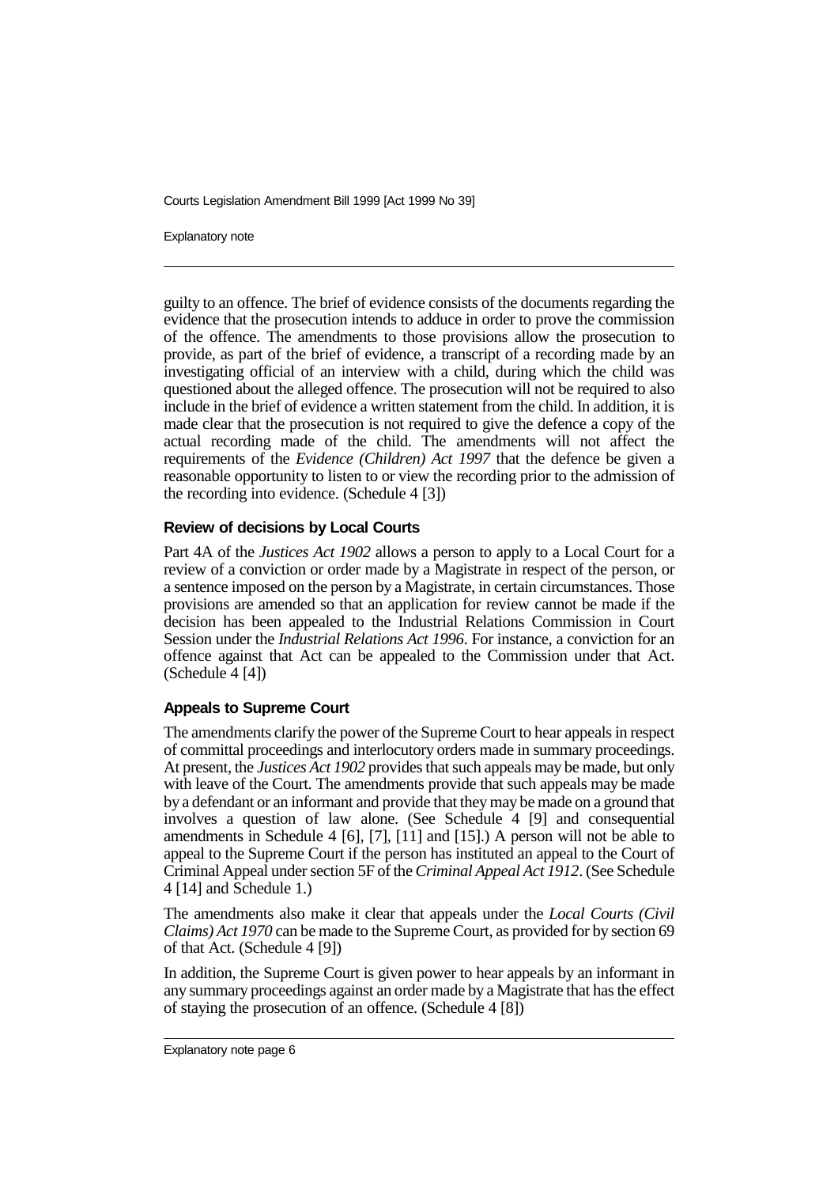guilty to an offence. The brief of evidence consists of the documents regarding the evidence that the prosecution intends to adduce in order to prove the commission of the offence. The amendments to those provisions allow the prosecution to provide, as part of the brief of evidence, a transcript of a recording made by an investigating official of an interview with a child, during which the child was questioned about the alleged offence. The prosecution will not be required to also include in the brief of evidence a written statement from the child. In addition, it is made clear that the prosecution is not required to give the defence a copy of the actual recording made of the child. The amendments will not affect the requirements of the *Evidence (Children) Act 1997* that the defence be given a reasonable opportunity to listen to or view the recording prior to the admission of the recording into evidence. (Schedule 4 [3])

#### Review of decisions by Local Courts

Part 4A of the *Justices Act 1902* allows a person to apply to a Local Court for a review of a conviction or order made by a Magistrate in respect of the person, or a sentence imposed on the person by a Magistrate, in certain circumstances. Those provisions are amended so that an application for review cannot be made if the decision has been appealed to the Industrial Relations Commission in Court Session under the *Industrial Relations Act 1996*. For instance, a conviction for an offence against that Act can be appealed to the Commission under that Act. (Schedule 4 [4])

#### Appeals to Supreme Court

The amendments clarify the power of the Supreme Court to hear appeals in respect of committal proceedings and interlocutory orders made in summary proceedings. At present, the *Justices Act 1902* provides that such appeals may be made, but only with leave of the Court. The amendments provide that such appeals may be made by a defendant or an informant and provide that they may be made on a ground that involves a question of law alone. (See Schedule 4 [9] and consequential amendments in Schedule 4 [6], [7], [11] and [15].) A person will not be able to appeal to the Supreme Court if the person has instituted an appeal to the Court of Criminal Appeal under section 5F of the *Criminal Appeal Act 1912*. (See Schedule 4 [14] and Schedule 1.)

The amendments also make it clear that appeals under the *Local Courts (Civil Claims) Act 1970* can be made to the Supreme Court, as provided for by section 69 of that Act. (Schedule 4 [9])

In addition, the Supreme Court is given power to hear appeals by an informant in any summary proceedings against an order made by a Magistrate that has the effect of staying the prosecution of an offence. (Schedule 4 [8])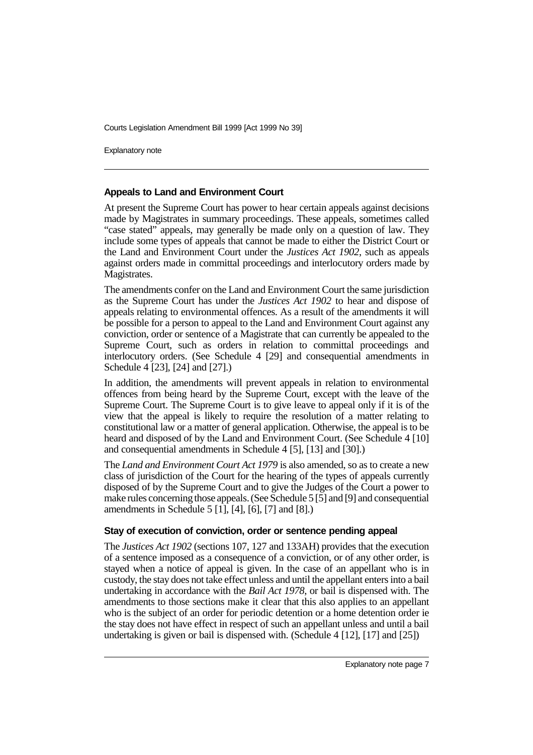### Appeals to Land and Environment Court

At present the Supreme Court has power to hear certain appeals against decisions made by Magistrates in summary proceedings. These appeals, sometimes called "case stated" appeals, may generally be made only on a question of law. They include some types of appeals that cannot be made to either the District Court or the Land and Environment Court under the *Justices Act 1902*, such as appeals against orders made in committal proceedings and interlocutory orders made by Magistrates.

The amendments confer on the Land and Environment Court the same jurisdiction as the Supreme Court has under the *Justices Act 1902* to hear and dispose of appeals relating to environmental offences. As a result of the amendments it will be possible for a person to appeal to the Land and Environment Court against any conviction, order or sentence of a Magistrate that can currently be appealed to the Supreme Court, such as orders in relation to committal proceedings and interlocutory orders. (See Schedule 4 [29] and consequential amendments in Schedule 4 [23], [24] and [27].)

In addition, the amendments will prevent appeals in relation to environmental offences from being heard by the Supreme Court, except with the leave of the Supreme Court. The Supreme Court is to give leave to appeal only if it is of the view that the appeal is likely to require the resolution of a matter relating to constitutional law or a matter of general application. Otherwise, the appeal is to be heard and disposed of by the Land and Environment Court. (See Schedule 4 [10] and consequential amendments in Schedule 4 [5], [13] and [30].)

The *Land and Environment Court Act 1979* is also amended, so as to create a new class of jurisdiction of the Court for the hearing of the types of appeals currently disposed of by the Supreme Court and to give the Judges of the Court a power to make rules concerning those appeals. (See Schedule 5 [5] and [9] and consequential amendments in Schedule 5 [1], [4], [6], [7] and [8].)

### Stay of execution of conviction, order or sentence pending appeal

The *Justices Act 1902* (sections 107, 127 and 133AH) provides that the execution of a sentence imposed as a consequence of a conviction, or of any other order, is stayed when a notice of appeal is given. In the case of an appellant who is in custody, the stay does not take effect unless and until the appellant enters into a bail undertaking in accordance with the *Bail Act 1978*, or bail is dispensed with. The amendments to those sections make it clear that this also applies to an appellant who is the subject of an order for periodic detention or a home detention order ie the stay does not have effect in respect of such an appellant unless and until a bail undertaking is given or bail is dispensed with. (Schedule 4 [12], [17] and [25])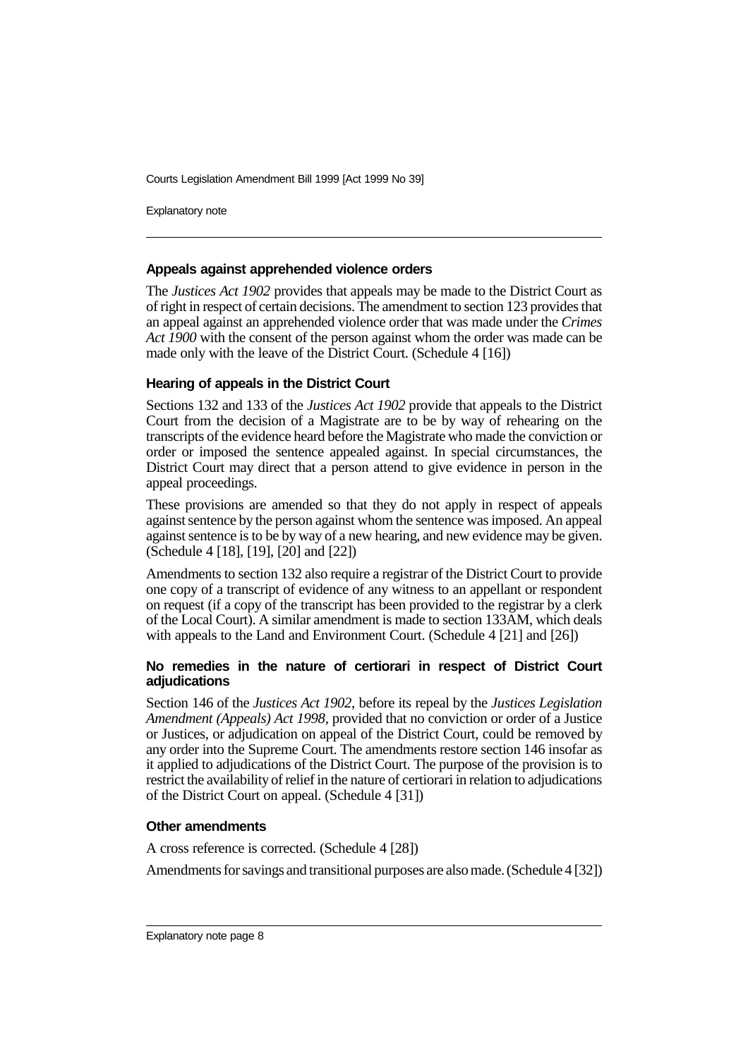#### Appeals against apprehended violence orders

The *Justices Act 1902* provides that appeals may be made to the District Court as of right in respect of certain decisions. The amendment to section 123 provides that an appeal against an apprehended violence order that was made under the *Crimes Act 1900* with the consent of the person against whom the order was made can be made only with the leave of the District Court. (Schedule 4 [16])

#### Hearing of appeals in the District Court

Sections 132 and 133 of the *Justices Act 1902* provide that appeals to the District Court from the decision of a Magistrate are to be by way of rehearing on the transcripts of the evidence heard before the Magistrate who made the conviction or order or imposed the sentence appealed against. In special circumstances, the District Court may direct that a person attend to give evidence in person in the appeal proceedings.

These provisions are amended so that they do not apply in respect of appeals against sentence by the person against whom the sentence was imposed. An appeal against sentence is to be by way of a new hearing, and new evidence may be given. (Schedule 4 [18], [19], [20] and [22])

Amendments to section 132 also require a registrar of the District Court to provide one copy of a transcript of evidence of any witness to an appellant or respondent on request (if a copy of the transcript has been provided to the registrar by a clerk of the Local Court). A similar amendment is made to section 133AM, which deals with appeals to the Land and Environment Court. (Schedule 4 [21] and [26])

#### No remedies in the nature of certiorari in respect of District Court adjudications

Section 146 of the *Justices Act 1902*, before its repeal by the *Justices Legislation Amendment (Appeals) Act 1998*, provided that no conviction or order of a Justice or Justices, or adjudication on appeal of the District Court, could be removed by any order into the Supreme Court. The amendments restore section 146 insofar as it applied to adjudications of the District Court. The purpose of the provision is to restrict the availability of relief in the nature of certiorari in relation to adjudications of the District Court on appeal. (Schedule 4 [31])

#### Other amendments

A cross reference is corrected. (Schedule 4 [28])

Amendments for savings and transitional purposes are also made. (Schedule 4 [32])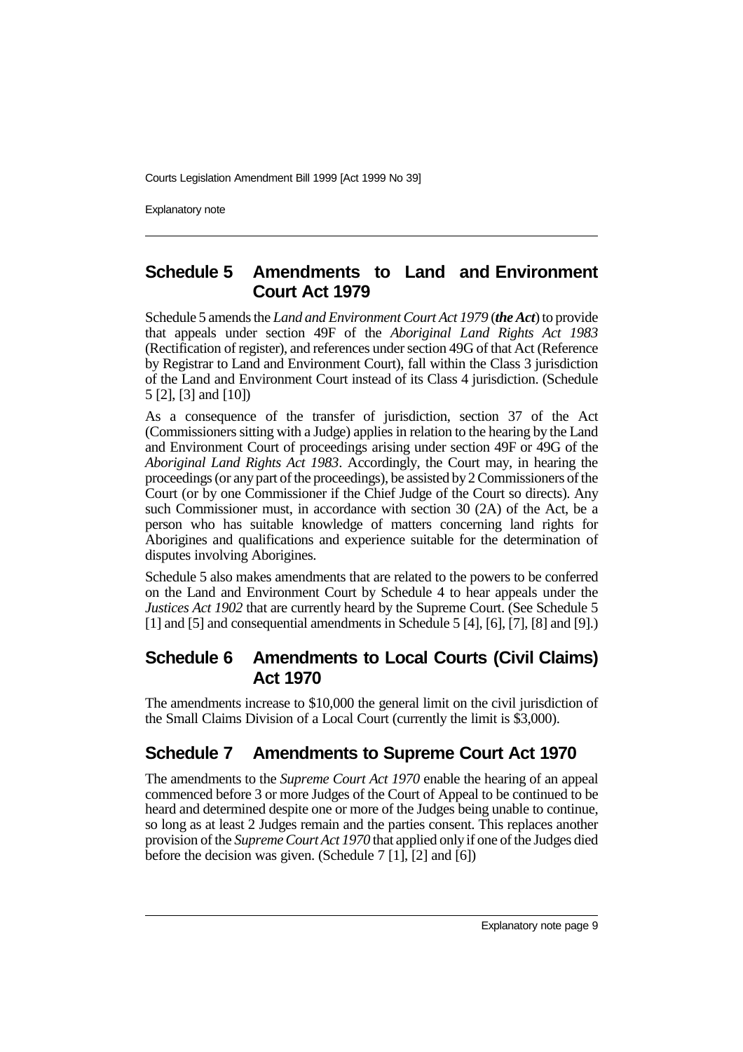## Schedule 5 Amendments to Land and Environment Court Act 1979

Schedule 5 amends the *Land and Environment Court Act 1979* (***the Act***) to provide that appeals under section 49F of the *Aboriginal Land Rights Act 1983* (Rectification of register), and references under section 49G of that Act (Reference by Registrar to Land and Environment Court), fall within the Class 3 jurisdiction of the Land and Environment Court instead of its Class 4 jurisdiction. (Schedule 5 [2], [3] and [10])

As a consequence of the transfer of jurisdiction, section 37 of the Act (Commissioners sitting with a Judge) applies in relation to the hearing by the Land and Environment Court of proceedings arising under section 49F or 49G of the *Aboriginal Land Rights Act 1983*. Accordingly, the Court may, in hearing the proceedings (or any part of the proceedings), be assisted by 2 Commissioners of the Court (or by one Commissioner if the Chief Judge of the Court so directs). Any such Commissioner must, in accordance with section 30 (2A) of the Act, be a person who has suitable knowledge of matters concerning land rights for Aborigines and qualifications and experience suitable for the determination of disputes involving Aborigines.

Schedule 5 also makes amendments that are related to the powers to be conferred on the Land and Environment Court by Schedule 4 to hear appeals under the *Justices Act 1902* that are currently heard by the Supreme Court. (See Schedule 5 [1] and [5] and consequential amendments in Schedule 5 [4], [6], [7], [8] and [9].)

## Schedule 6 Amendments to Local Courts (Civil Claims) Act 1970

The amendments increase to $10,000 the general limit on the civil jurisdiction of the Small Claims Division of a Local Court (currently the limit is $3,000).

## Schedule 7 Amendments to Supreme Court Act 1970

The amendments to the *Supreme Court Act 1970* enable the hearing of an appeal commenced before 3 or more Judges of the Court of Appeal to be continued to be heard and determined despite one or more of the Judges being unable to continue, so long as at least 2 Judges remain and the parties consent. This replaces another provision of the *Supreme Court Act 1970* that applied only if one of the Judges died before the decision was given. (Schedule 7 [1], [2] and [6])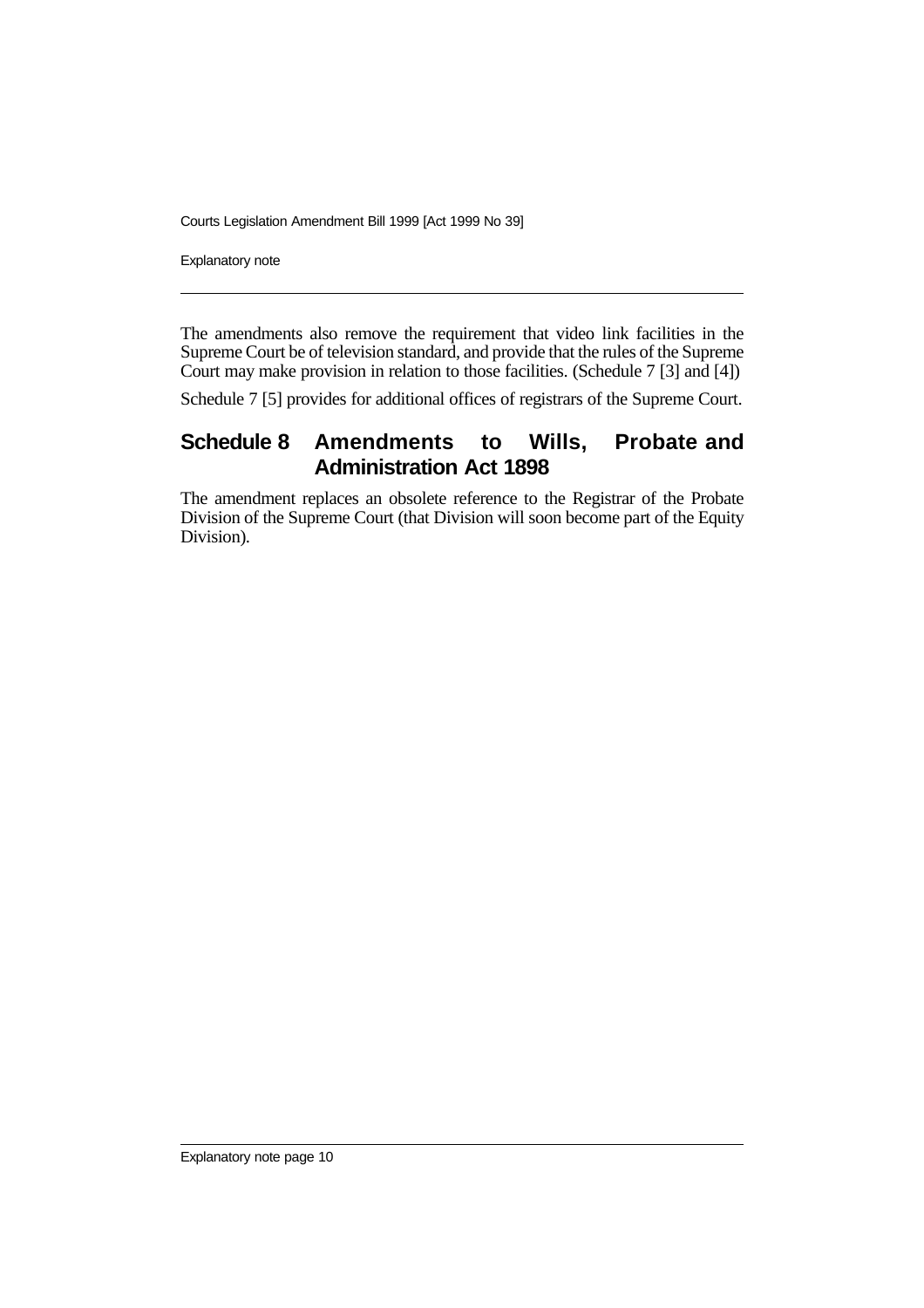The amendments also remove the requirement that video link facilities in the Supreme Court be of television standard, and provide that the rules of the Supreme Court may make provision in relation to those facilities. (Schedule 7 [3] and [4])

Schedule 7 [5] provides for additional offices of registrars of the Supreme Court.

## Schedule 8 Amendments to Wills, Probate and Administration Act 1898

The amendment replaces an obsolete reference to the Registrar of the Probate Division of the Supreme Court (that Division will soon become part of the Equity Division).